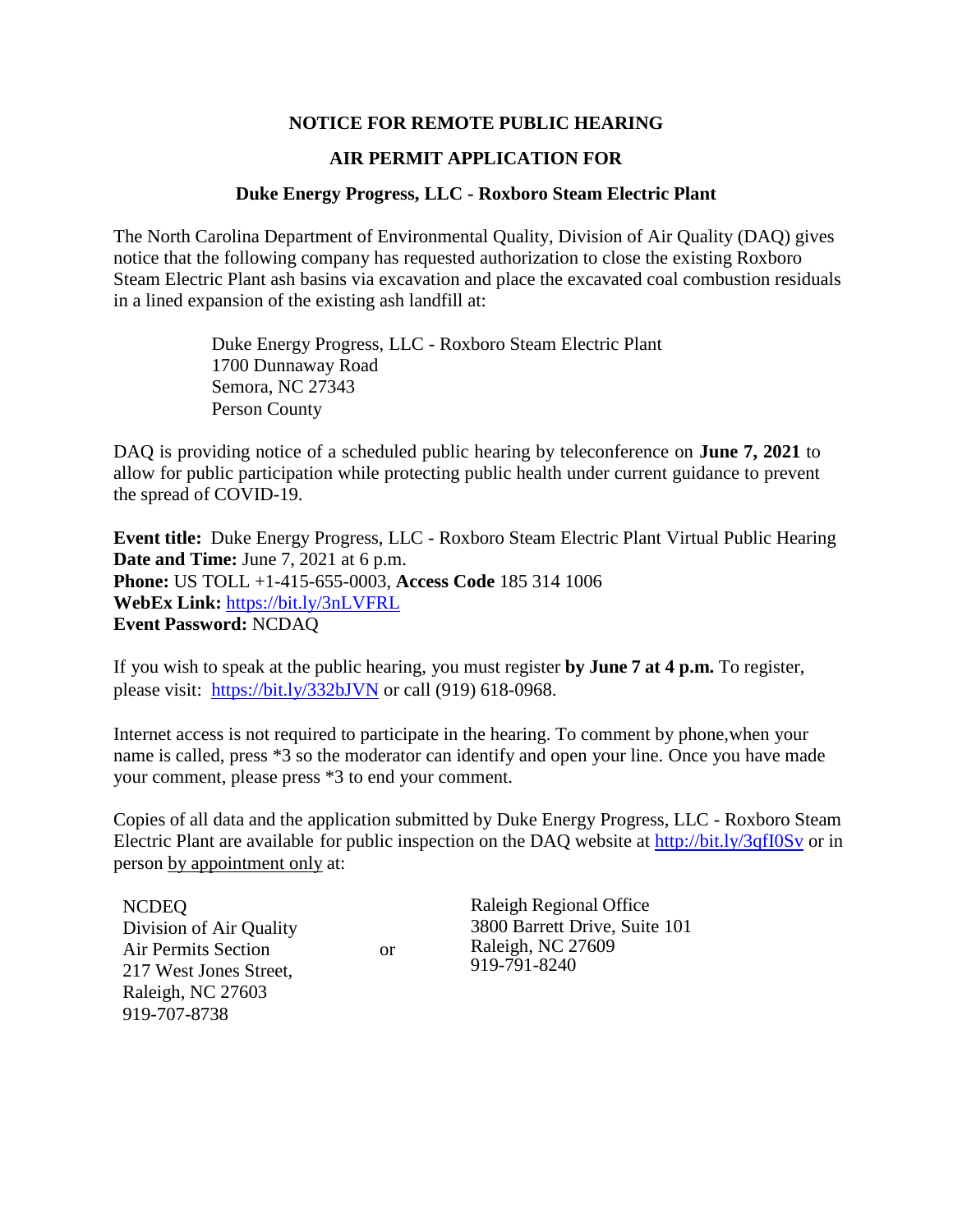# NOTICE FOR REMOTE PUBLIC HEARING

## AIR PERMIT APPLICATION FOR

### Duke Energy Progress, LLC - Roxboro Steam Electric Plant

The North Carolina Department of Environmental Quality, Division of Air Quality (DAQ) gives notice that the following company has requested authorization to close the existing Roxboro Steam Electric Plant ash basins via excavation and place the excavated coal combustion residuals in a lined expansion of the existing ash landfill at:

> Duke Energy Progress, LLC - Roxboro Steam Electric Plant
> 1700 Dunnaway Road
> Semora, NC 27343
> Person County

DAQ is providing notice of a scheduled public hearing by teleconference on **June 7, 2021** to allow for public participation while protecting public health under current guidance to prevent the spread of COVID-19.

**Event title:** Duke Energy Progress, LLC - Roxboro Steam Electric Plant Virtual Public Hearing
**Date and Time:** June 7, 2021 at 6 p.m.
**Phone:** US TOLL +1-415-655-0003, **Access Code** 185 314 1006
**WebEx Link:** https://bit.ly/3nLVFRL
**Event Password:** NCDAQ

If you wish to speak at the public hearing, you must register **by June 7 at 4 p.m.** To register, please visit: https://bit.ly/332bJVN or call (919) 618-0968.

Internet access is not required to participate in the hearing. To comment by phone,when your name is called, press *3 so the moderator can identify and open your line. Once you have made your comment, please press *3 to end your comment.

Copies of all data and the application submitted by Duke Energy Progress, LLC - Roxboro Steam Electric Plant are available for public inspection on the DAQ website at http://bit.ly/3qfI0Sv or in person by appointment only at:

NCDEQ
Division of Air Quality
Air Permits Section
217 West Jones Street,
Raleigh, NC 27603
919-707-8738

or

Raleigh Regional Office
3800 Barrett Drive, Suite 101
Raleigh, NC 27609
919-791-8240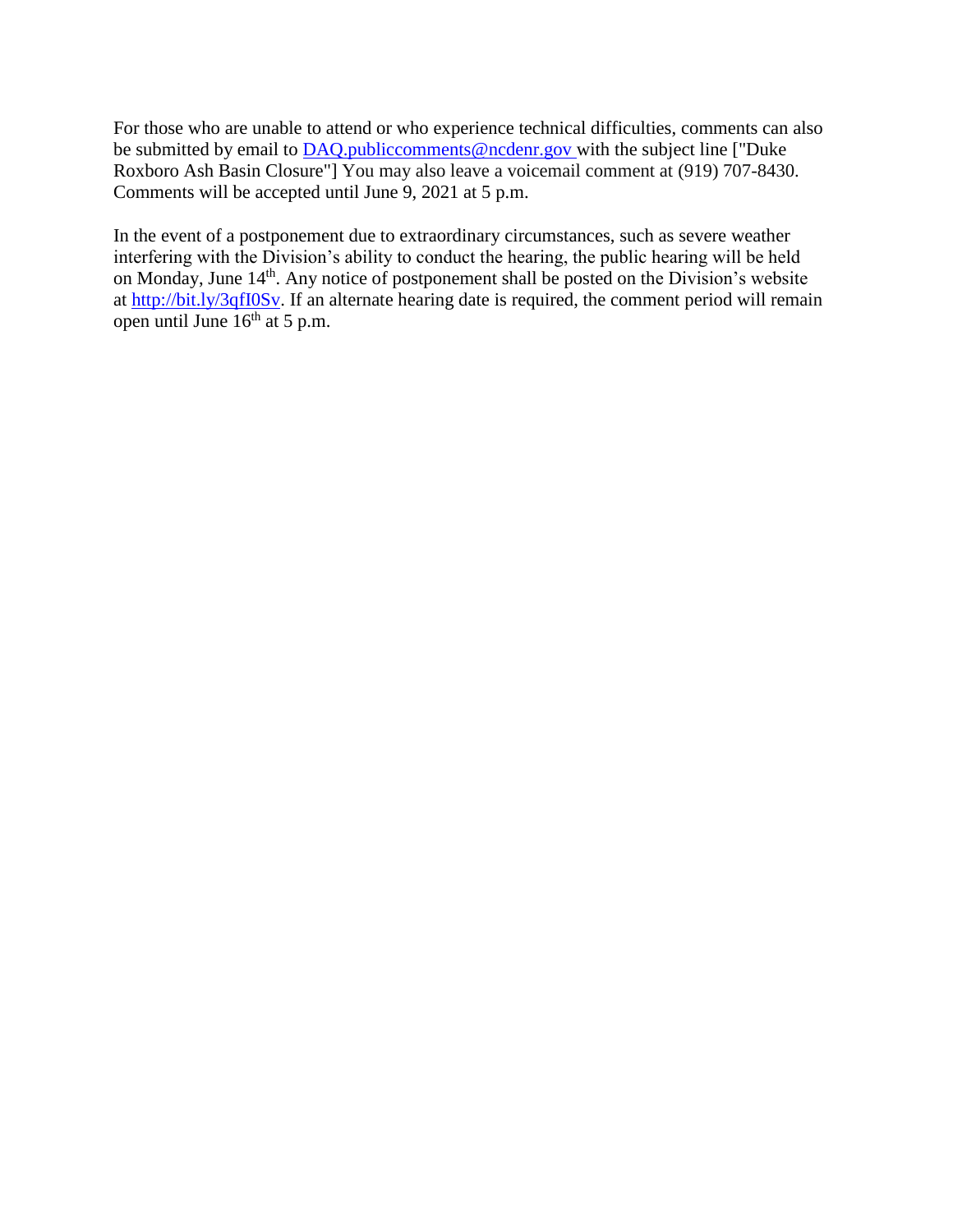For those who are unable to attend or who experience technical difficulties, comments can also be submitted by email to DAQ.publiccomments@ncdenr.gov with the subject line ["Duke Roxboro Ash Basin Closure"] You may also leave a voicemail comment at (919) 707-8430. Comments will be accepted until June 9, 2021 at 5 p.m.

In the event of a postponement due to extraordinary circumstances, such as severe weather interfering with the Division's ability to conduct the hearing, the public hearing will be held on Monday, June 14th. Any notice of postponement shall be posted on the Division's website at http://bit.ly/3qfI0Sv. If an alternate hearing date is required, the comment period will remain open until June 16th at 5 p.m.